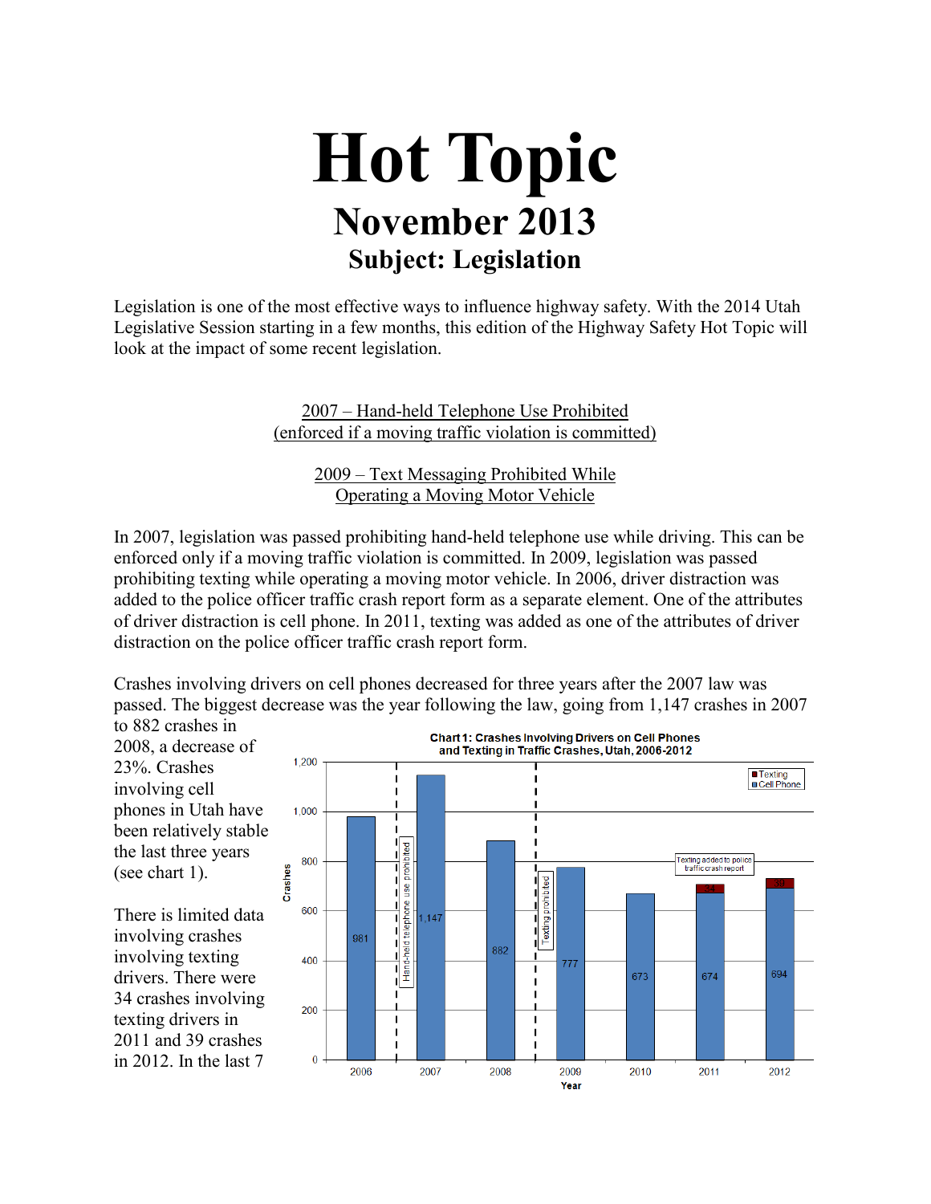# Hot Topic

## November 2013

### Subject: Legislation

Legislation is one of the most effective ways to influence highway safety. With the 2014 Utah Legislative Session starting in a few months, this edition of the Highway Safety Hot Topic will look at the impact of some recent legislation.

2007 – Hand-held Telephone Use Prohibited
(enforced if a moving traffic violation is committed)

2009 – Text Messaging Prohibited While
Operating a Moving Motor Vehicle

In 2007, legislation was passed prohibiting hand-held telephone use while driving. This can be enforced only if a moving traffic violation is committed. In 2009, legislation was passed prohibiting texting while operating a moving motor vehicle. In 2006, driver distraction was added to the police officer traffic crash report form as a separate element. One of the attributes of driver distraction is cell phone. In 2011, texting was added as one of the attributes of driver distraction on the police officer traffic crash report form.

Crashes involving drivers on cell phones decreased for three years after the 2007 law was passed. The biggest decrease was the year following the law, going from 1,147 crashes in 2007 to 882 crashes in 2008, a decrease of 23%. Crashes involving cell phones in Utah have been relatively stable the last three years (see chart 1).

**Chart 1: Crashes Involving Drivers on Cell Phones and Texting in Traffic Crashes, Utah, 2006-2012**

| Year | Cell Phone | Texting |
|---|---|---|
| 2006 | 981 | |
| 2007 | 1,147 | |
| 2008 | 882 | |
| 2009 | 777 | |
| 2010 | 673 | |
| 2011 | 674 | 34 |
| 2012 | 694 | 39 |

Chart annotations: Hand-held telephone use prohibited (between 2006 and 2007); Texting prohibited (between 2008 and 2009); Texting added to police traffic crash report (2011).

There is limited data involving crashes involving texting drivers. There were 34 crashes involving texting drivers in 2011 and 39 crashes in 2012. In the last 7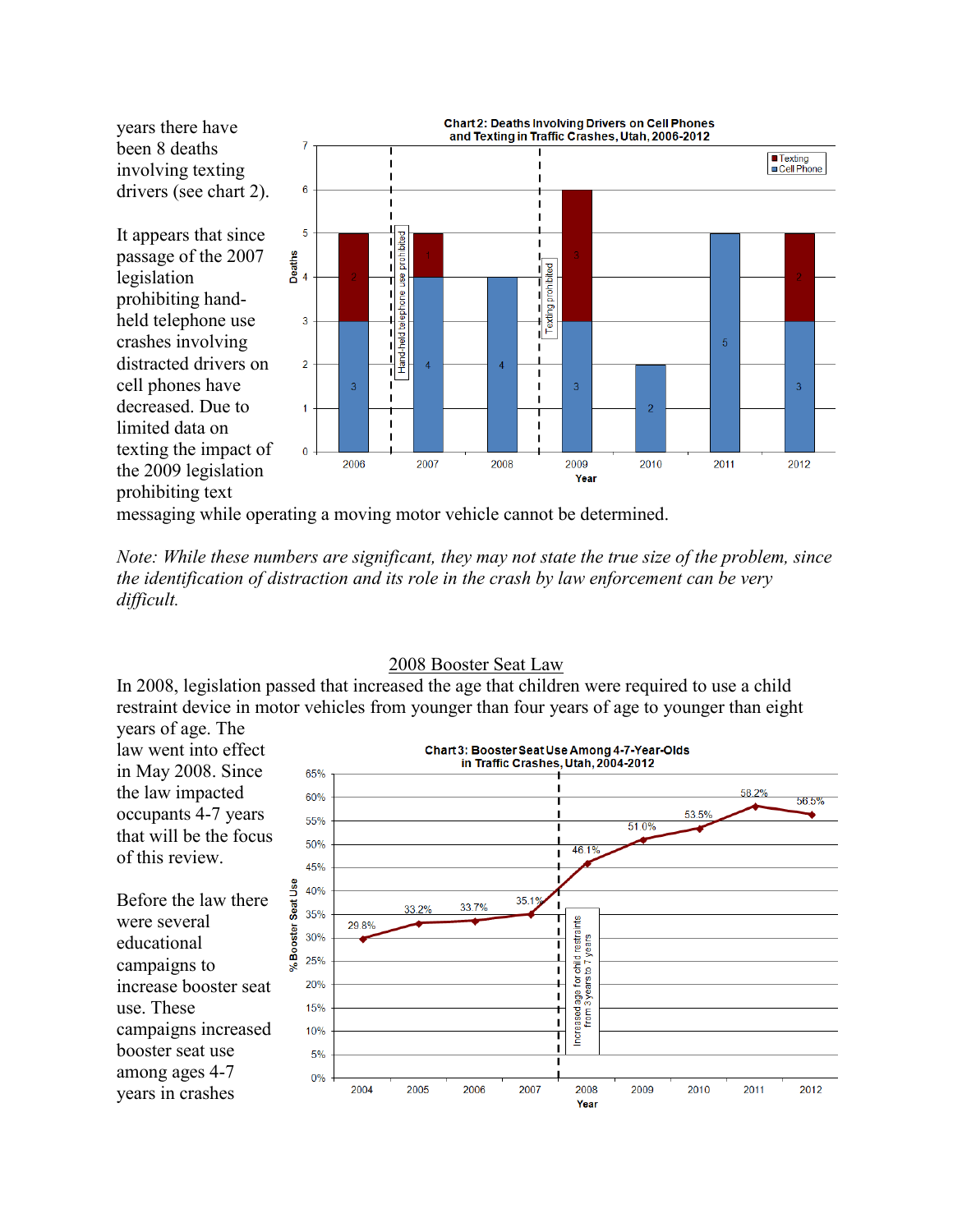years there have been 8 deaths involving texting drivers (see chart 2).

**Chart 2: Deaths Involving Drivers on Cell Phones and Texting in Traffic Crashes, Utah, 2006-2012**

| Year | Cell Phone | Texting |
|---|---|---|
| 2006 | 3 | 2 |
| 2007 | 4 | 1 |
| 2008 | 4 | |
| 2009 | 3 | 3 |
| 2010 | 2 | |
| 2011 | 5 | |
| 2012 | 3 | 2 |

Hand-held telephone use prohibited (between 2006 and 2007); Texting prohibited (between 2008 and 2009).

It appears that since passage of the 2007 legislation prohibiting hand-held telephone use crashes involving distracted drivers on cell phones have decreased. Due to limited data on texting the impact of the 2009 legislation prohibiting text messaging while operating a moving motor vehicle cannot be determined.

*Note: While these numbers are significant, they may not state the true size of the problem, since the identification of distraction and its role in the crash by law enforcement can be very difficult.*

## 2008 Booster Seat Law

In 2008, legislation passed that increased the age that children were required to use a child restraint device in motor vehicles from younger than four years of age to younger than eight years of age. The law went into effect in May 2008. Since the law impacted occupants 4-7 years that will be the focus of this review.

**Chart 3: Booster Seat Use Among 4-7-Year-Olds in Traffic Crashes, Utah, 2004-2012**

| Year | % Booster Seat Use |
|---|---|
| 2004 | 29.8% |
| 2005 | 33.2% |
| 2006 | 33.7% |
| 2007 | 35.1% |
| 2008 | 46.1% |
| 2009 | 51.0% |
| 2010 | 53.5% |
| 2011 | 58.2% |
| 2012 | 56.5% |

Increased age for child restraints from 3 years to 7 years (between 2007 and 2008).

Before the law there were several educational campaigns to increase booster seat use. These campaigns increased booster seat use among ages 4-7 years in crashes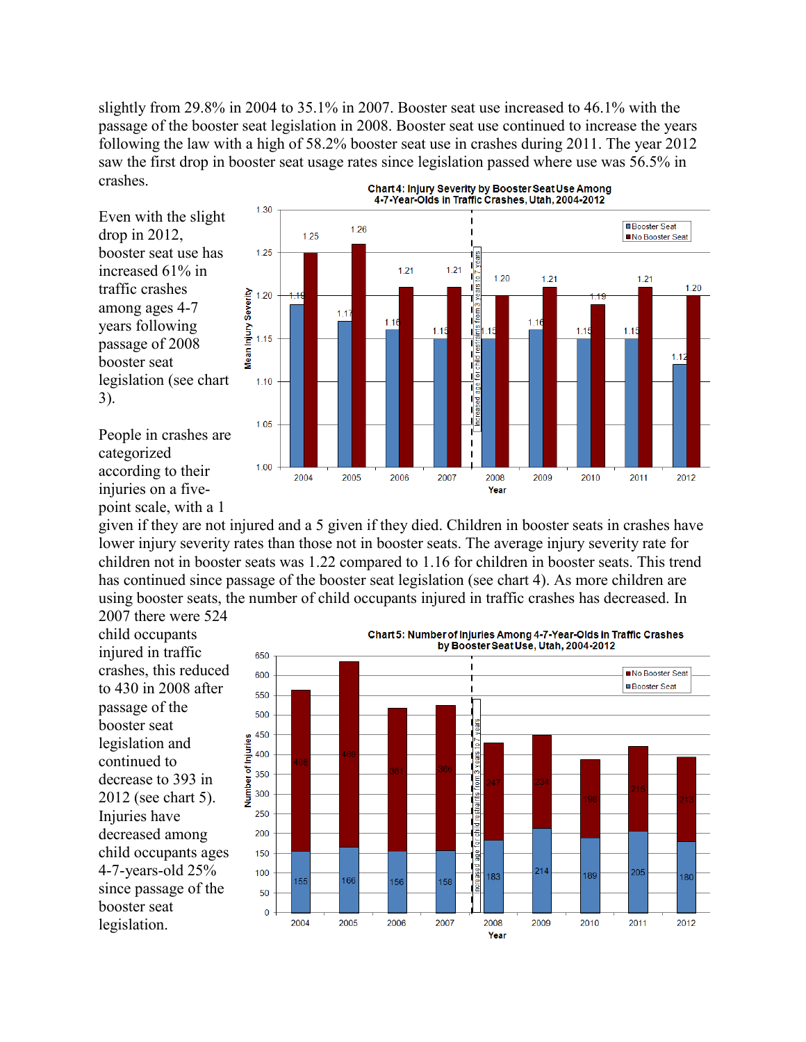slightly from 29.8% in 2004 to 35.1% in 2007. Booster seat use increased to 46.1% with the passage of the booster seat legislation in 2008. Booster seat use continued to increase the years following the law with a high of 58.2% booster seat use in crashes during 2011. The year 2012 saw the first drop in booster seat usage rates since legislation passed where use was 56.5% in crashes.

Even with the slight drop in 2012, booster seat use has increased 61% in traffic crashes among ages 4-7 years following passage of 2008 booster seat legislation (see chart 3).

**Chart 4: Injury Severity by Booster Seat Use Among 4-7-Year-Olds in Traffic Crashes, Utah, 2004-2012**

| Year | Booster Seat | No Booster Seat |
|---|---|---|
| 2004 | 1.19 | 1.25 |
| 2005 | 1.17 | 1.26 |
| 2006 | 1.16 | 1.21 |
| 2007 | 1.15 | 1.21 |
| 2008 | 1.15 | 1.20 |
| 2009 | 1.16 | 1.21 |
| 2010 | 1.15 | 1.19 |
| 2011 | 1.15 | 1.21 |
| 2012 | 1.12 | 1.20 |

(Increased age for child restraints from 3 years to 7 years in 2008)

People in crashes are categorized according to their injuries on a five-point scale, with a 1 given if they are not injured and a 5 given if they died. Children in booster seats in crashes have lower injury severity rates than those not in booster seats. The average injury severity rate for children not in booster seats was 1.22 compared to 1.16 for children in booster seats. This trend has continued since passage of the booster seat legislation (see chart 4). As more children are using booster seats, the number of child occupants injured in traffic crashes has decreased. In 2007 there were 524 child occupants injured in traffic crashes, this reduced to 430 in 2008 after passage of the booster seat legislation and continued to decrease to 393 in 2012 (see chart 5). Injuries have decreased among child occupants ages 4-7-years-old 25% since passage of the booster seat legislation.

**Chart 5: Number of Injuries Among 4-7-Year-Olds in Traffic Crashes by Booster Seat Use, Utah, 2004-2012**

| Year | No Booster Seat | Booster Seat |
|---|---|---|
| 2004 | 408 | 155 |
| 2005 | 469 | 166 |
| 2006 | 361 | 156 |
| 2007 | 366 | 158 |
| 2008 | 247 | 183 |
| 2009 | 234 | 214 |
| 2010 | 198 | 189 |
| 2011 | 215 | 205 |
| 2012 | 213 | 180 |

(Increased age for child restraints from 3 years to 7 years in 2008)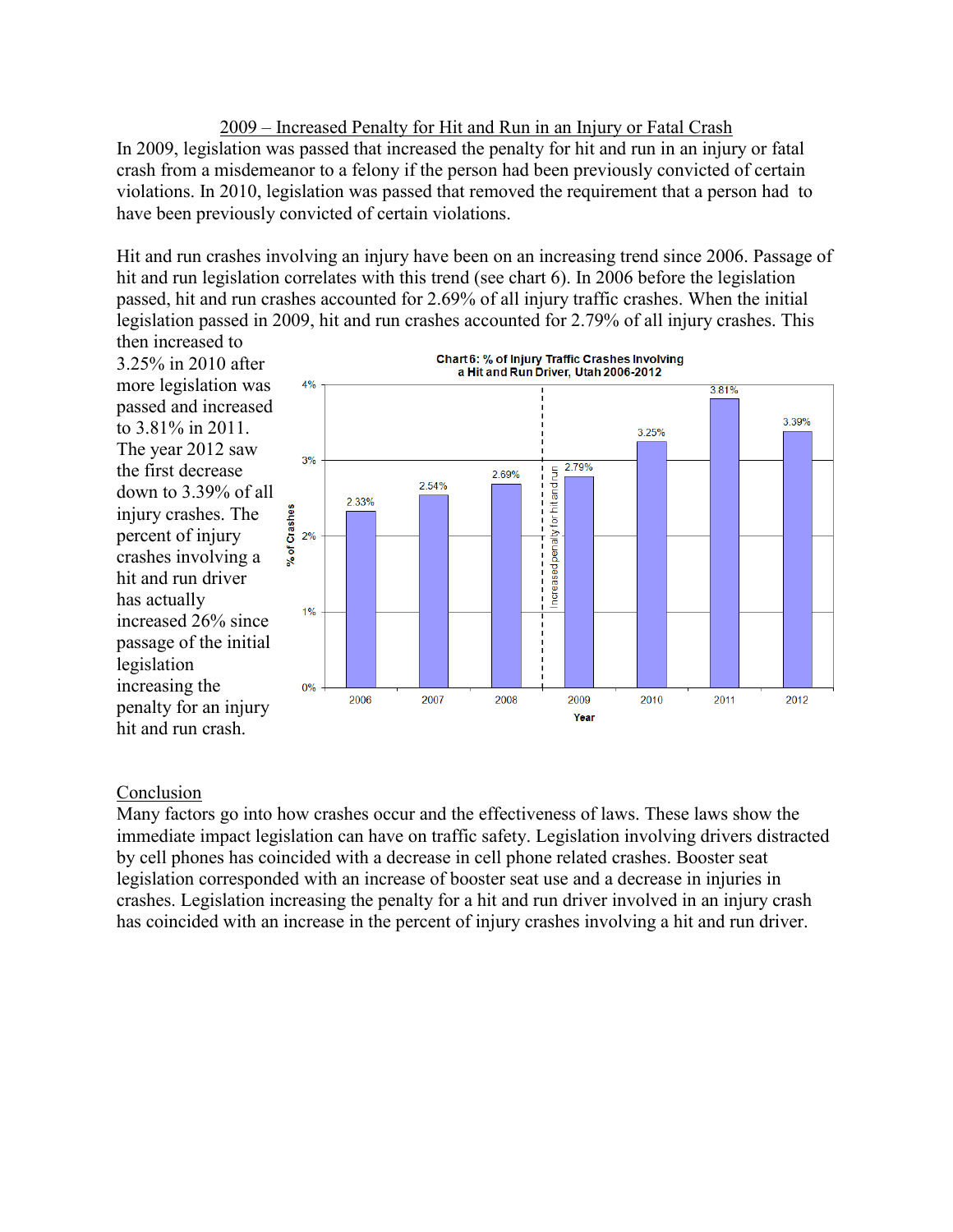## 2009 – Increased Penalty for Hit and Run in an Injury or Fatal Crash

In 2009, legislation was passed that increased the penalty for hit and run in an injury or fatal crash from a misdemeanor to a felony if the person had been previously convicted of certain violations. In 2010, legislation was passed that removed the requirement that a person had to have been previously convicted of certain violations.

Hit and run crashes involving an injury have been on an increasing trend since 2006. Passage of hit and run legislation correlates with this trend (see chart 6). In 2006 before the legislation passed, hit and run crashes accounted for 2.69% of all injury traffic crashes. When the initial legislation passed in 2009, hit and run crashes accounted for 2.79% of all injury crashes. This then increased to 3.25% in 2010 after more legislation was passed and increased to 3.81% in 2011. The year 2012 saw the first decrease down to 3.39% of all injury crashes. The percent of injury crashes involving a hit and run driver has actually increased 26% since passage of the initial legislation increasing the penalty for an injury hit and run crash.

Chart 6: % of Injury Traffic Crashes Involving a Hit and Run Driver, Utah 2006-2012

% of Crashes

4%
3%
2%
1%
0%

2.33%
2.54%
2.69%
2.79%
3.25%
3.81%
3.39%

Increased penalty for hit and run

2006
2007
2008
2009
2010
2011
2012

Year

## Conclusion

Many factors go into how crashes occur and the effectiveness of laws. These laws show the immediate impact legislation can have on traffic safety. Legislation involving drivers distracted by cell phones has coincided with a decrease in cell phone related crashes. Booster seat legislation corresponded with an increase of booster seat use and a decrease in injuries in crashes. Legislation increasing the penalty for a hit and run driver involved in an injury crash has coincided with an increase in the percent of injury crashes involving a hit and run driver.